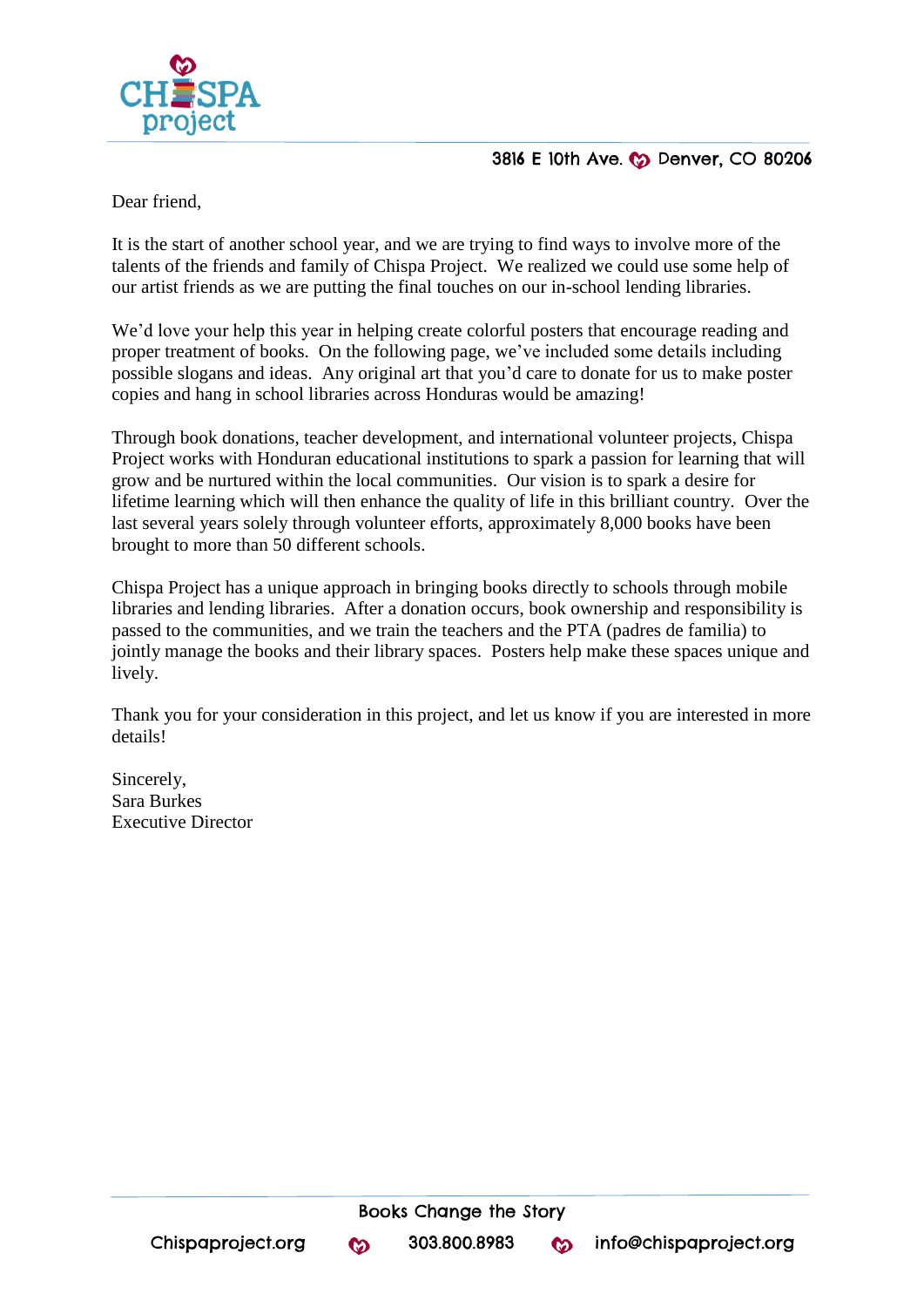CHISPA project

3816 E 10th Ave. Denver, CO 80206

Dear friend,

It is the start of another school year, and we are trying to find ways to involve more of the talents of the friends and family of Chispa Project. We realized we could use some help of our artist friends as we are putting the final touches on our in-school lending libraries.

We'd love your help this year in helping create colorful posters that encourage reading and proper treatment of books. On the following page, we've included some details including possible slogans and ideas. Any original art that you'd care to donate for us to make poster copies and hang in school libraries across Honduras would be amazing!

Through book donations, teacher development, and international volunteer projects, Chispa Project works with Honduran educational institutions to spark a passion for learning that will grow and be nurtured within the local communities. Our vision is to spark a desire for lifetime learning which will then enhance the quality of life in this brilliant country. Over the last several years solely through volunteer efforts, approximately 8,000 books have been brought to more than 50 different schools.

Chispa Project has a unique approach in bringing books directly to schools through mobile libraries and lending libraries. After a donation occurs, book ownership and responsibility is passed to the communities, and we train the teachers and the PTA (padres de familia) to jointly manage the books and their library spaces. Posters help make these spaces unique and lively.

Thank you for your consideration in this project, and let us know if you are interested in more details!

Sincerely,
Sara Burkes
Executive Director

Books Change the Story

Chispaproject.org 303.800.8983 info@chispaproject.org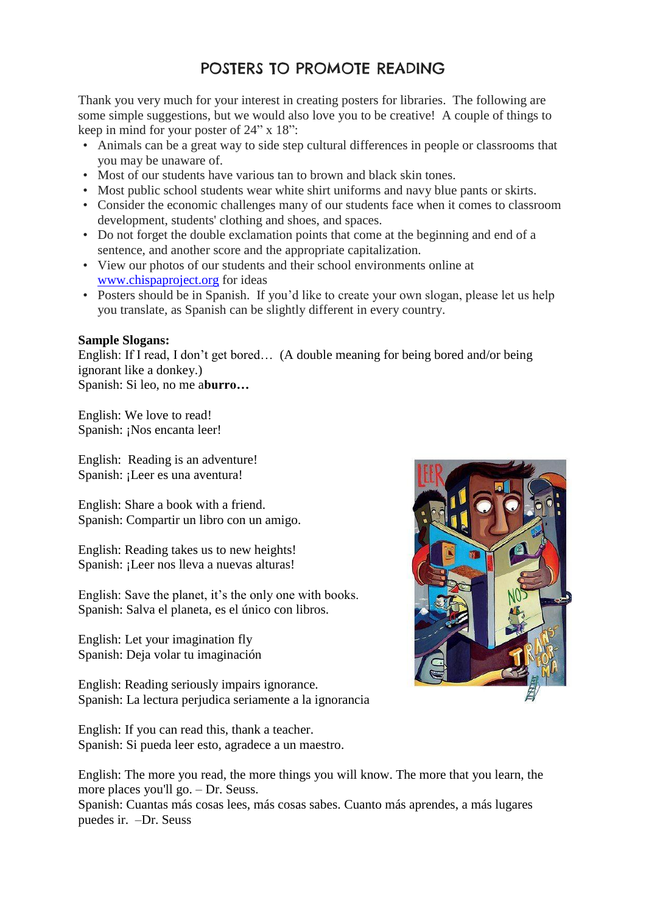# POSTERS TO PROMOTE READING

Thank you very much for your interest in creating posters for libraries. The following are some simple suggestions, but we would also love you to be creative! A couple of things to keep in mind for your poster of 24" x 18":

- Animals can be a great way to side step cultural differences in people or classrooms that you may be unaware of.
- Most of our students have various tan to brown and black skin tones.
- Most public school students wear white shirt uniforms and navy blue pants or skirts.
- Consider the economic challenges many of our students face when it comes to classroom development, students' clothing and shoes, and spaces.
- Do not forget the double exclamation points that come at the beginning and end of a sentence, and another score and the appropriate capitalization.
- View our photos of our students and their school environments online at [www.chispaproject.org](www.chispaproject.org) for ideas
- Posters should be in Spanish. If you'd like to create your own slogan, please let us help you translate, as Spanish can be slightly different in every country.

**Sample Slogans:**

English: If I read, I don't get bored… (A double meaning for being bored and/or being ignorant like a donkey.)
Spanish: Si leo, no me a**burro…**

English: We love to read!
Spanish: ¡Nos encanta leer!

English: Reading is an adventure!
Spanish: ¡Leer es una aventura!

English: Share a book with a friend.
Spanish: Compartir un libro con un amigo.

English: Reading takes us to new heights!
Spanish: ¡Leer nos lleva a nuevas alturas!

English: Save the planet, it's the only one with books.
Spanish: Salva el planeta, es el único con libros.

English: Let your imagination fly
Spanish: Deja volar tu imaginación

English: Reading seriously impairs ignorance.
Spanish: La lectura perjudica seriamente a la ignorancia

English: If you can read this, thank a teacher.
Spanish: Si pueda leer esto, agradece a un maestro.

English: The more you read, the more things you will know. The more that you learn, the more places you'll go. – Dr. Seuss.
Spanish: Cuantas más cosas lees, más cosas sabes. Cuanto más aprendes, a más lugares puedes ir. –Dr. Seuss